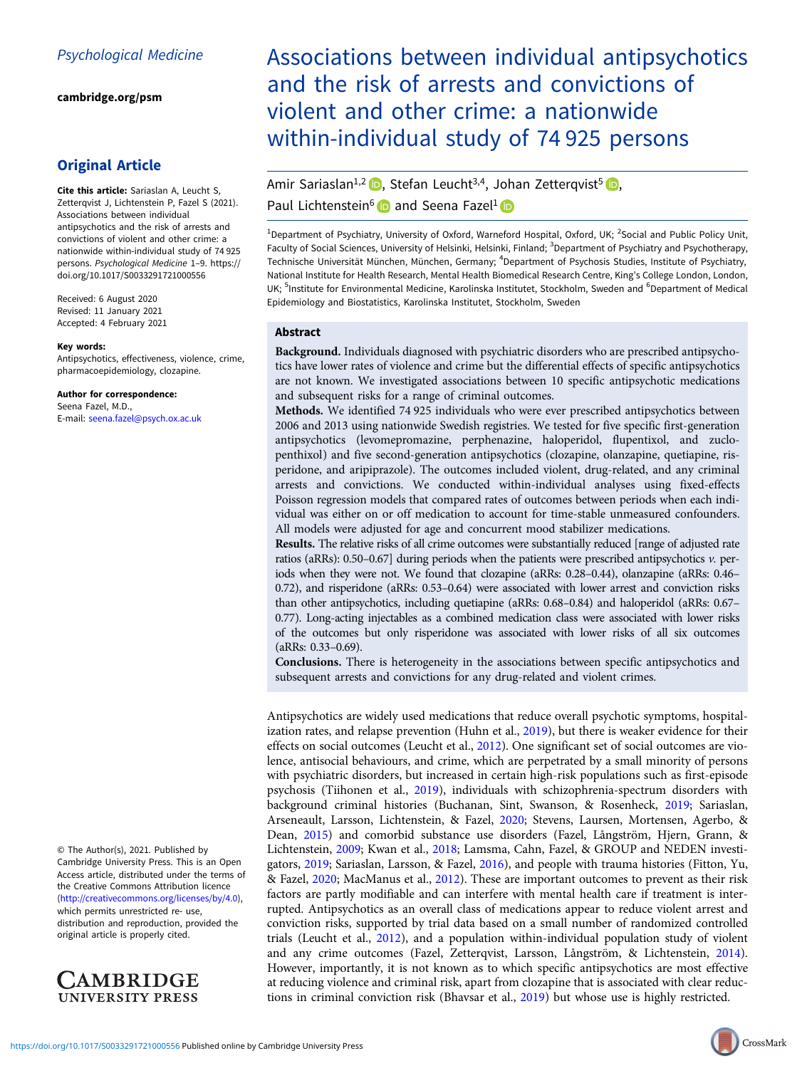Psychological Medicine

cambridge.org/psm

## Original Article

**Cite this article:** Sariaslan A, Leucht S, Zetterqvist J, Lichtenstein P, Fazel S (2021). Associations between individual antipsychotics and the risk of arrests and convictions of violent and other crime: a nationwide within-individual study of 74 925 persons. *Psychological Medicine* 1–9. https://doi.org/10.1017/S0033291721000556

Received: 6 August 2020
Revised: 11 January 2021
Accepted: 4 February 2021

**Key words:**
Antipsychotics, effectiveness, violence, crime, pharmacoepidemiology, clozapine.

**Author for correspondence:**
Seena Fazel, M.D.,
E-mail: seena.fazel@psych.ox.ac.uk

© The Author(s), 2021. Published by Cambridge University Press. This is an Open Access article, distributed under the terms of the Creative Commons Attribution licence (http://creativecommons.org/licenses/by/4.0), which permits unrestricted re- use, distribution and reproduction, provided the original article is properly cited.

# Associations between individual antipsychotics and the risk of arrests and convictions of violent and other crime: a nationwide within-individual study of 74 925 persons

Amir Sariaslan[1,2], Stefan Leucht[3,4], Johan Zetterqvist[5], Paul Lichtenstein[6] and Seena Fazel[1]

[1]Department of Psychiatry, University of Oxford, Warneford Hospital, Oxford, UK; [2]Social and Public Policy Unit, Faculty of Social Sciences, University of Helsinki, Helsinki, Finland; [3]Department of Psychiatry and Psychotherapy, Technische Universität München, München, Germany; [4]Department of Psychosis Studies, Institute of Psychiatry, National Institute for Health Research, Mental Health Biomedical Research Centre, King's College London, London, UK; [5]Institute for Environmental Medicine, Karolinska Institutet, Stockholm, Sweden and [6]Department of Medical Epidemiology and Biostatistics, Karolinska Institutet, Stockholm, Sweden

## Abstract

**Background.** Individuals diagnosed with psychiatric disorders who are prescribed antipsychotics have lower rates of violence and crime but the differential effects of specific antipsychotics are not known. We investigated associations between 10 specific antipsychotic medications and subsequent risks for a range of criminal outcomes.

**Methods.** We identified 74 925 individuals who were ever prescribed antipsychotics between 2006 and 2013 using nationwide Swedish registries. We tested for five specific first-generation antipsychotics (levomepromazine, perphenazine, haloperidol, flupentixol, and zuclopenthixol) and five second-generation antipsychotics (clozapine, olanzapine, quetiapine, risperidone, and aripiprazole). The outcomes included violent, drug-related, and any criminal arrests and convictions. We conducted within-individual analyses using fixed-effects Poisson regression models that compared rates of outcomes between periods when each individual was either on or off medication to account for time-stable unmeasured confounders. All models were adjusted for age and concurrent mood stabilizer medications.

**Results.** The relative risks of all crime outcomes were substantially reduced [range of adjusted rate ratios (aRRs): 0.50–0.67] during periods when the patients were prescribed antipsychotics *v.* periods when they were not. We found that clozapine (aRRs: 0.28–0.44), olanzapine (aRRs: 0.46–0.72), and risperidone (aRRs: 0.53–0.64) were associated with lower arrest and conviction risks than other antipsychotics, including quetiapine (aRRs: 0.68–0.84) and haloperidol (aRRs: 0.67–0.77). Long-acting injectables as a combined medication class were associated with lower risks of the outcomes but only risperidone was associated with lower risks of all six outcomes (aRRs: 0.33–0.69).

**Conclusions.** There is heterogeneity in the associations between specific antipsychotics and subsequent arrests and convictions for any drug-related and violent crimes.

Antipsychotics are widely used medications that reduce overall psychotic symptoms, hospitalization rates, and relapse prevention (Huhn et al., 2019), but there is weaker evidence for their effects on social outcomes (Leucht et al., 2012). One significant set of social outcomes are violence, antisocial behaviours, and crime, which are perpetrated by a small minority of persons with psychiatric disorders, but increased in certain high-risk populations such as first-episode psychosis (Tiihonen et al., 2019), individuals with schizophrenia-spectrum disorders with background criminal histories (Buchanan, Sint, Swanson, & Rosenheck, 2019; Sariaslan, Arseneault, Larsson, Lichtenstein, & Fazel, 2020; Stevens, Laursen, Mortensen, Agerbo, & Dean, 2015) and comorbid substance use disorders (Fazel, Långström, Hjern, Grann, & Lichtenstein, 2009; Kwan et al., 2018; Lamsma, Cahn, Fazel, & GROUP and NEDEN investigators, 2019; Sariaslan, Larsson, & Fazel, 2016), and people with trauma histories (Fitton, Yu, & Fazel, 2020; MacManus et al., 2012). These are important outcomes to prevent as their risk factors are partly modifiable and can interfere with mental health care if treatment is interrupted. Antipsychotics as an overall class of medications appear to reduce violent arrest and conviction risks, supported by trial data based on a small number of randomized controlled trials (Leucht et al., 2012), and a population within-individual population study of violent and any crime outcomes (Fazel, Zetterqvist, Larsson, Långström, & Lichtenstein, 2014). However, importantly, it is not known as to which specific antipsychotics are most effective at reducing violence and criminal risk, apart from clozapine that is associated with clear reductions in criminal conviction risk (Bhavsar et al., 2019) but whose use is highly restricted.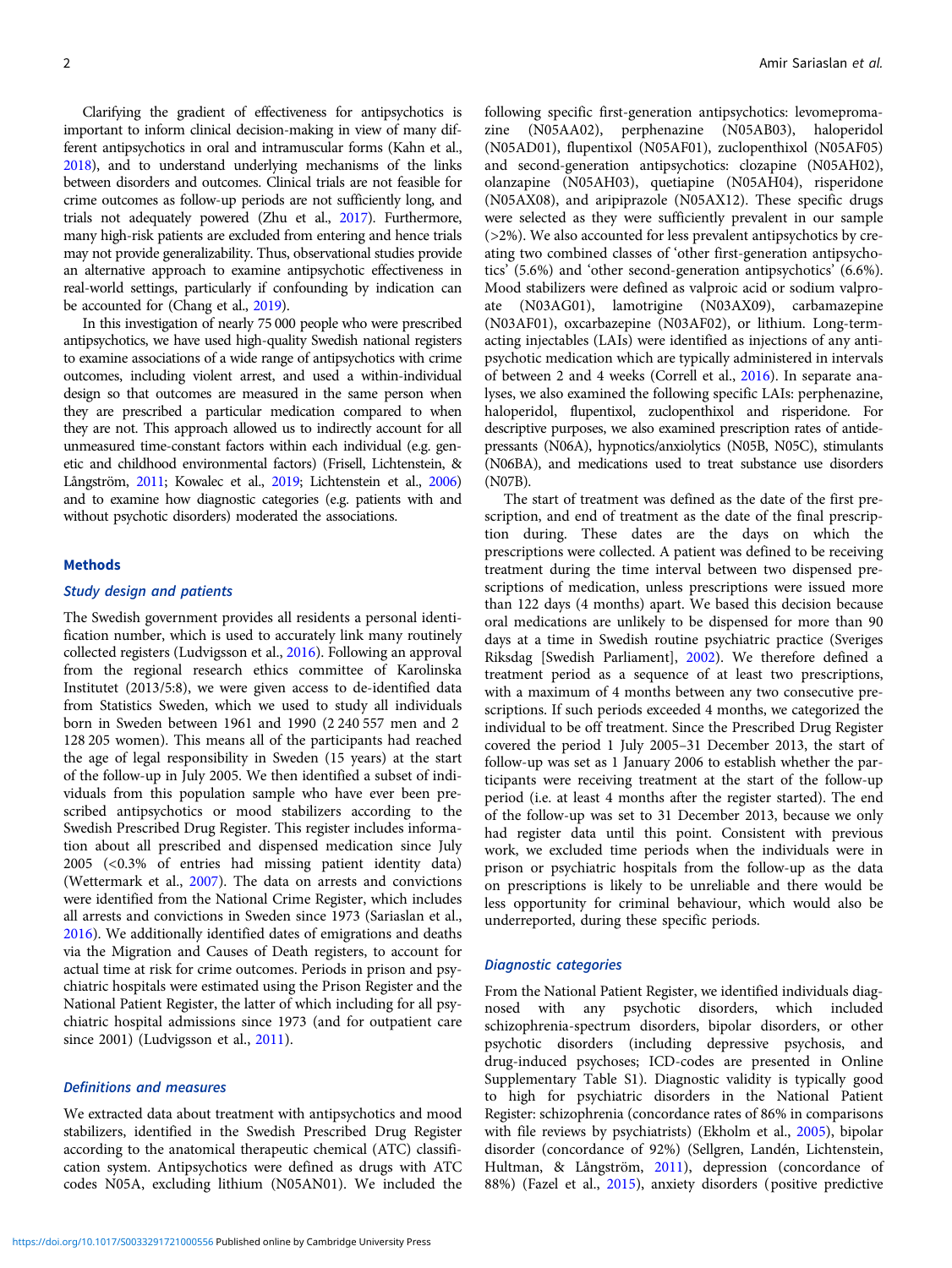Clarifying the gradient of effectiveness for antipsychotics is important to inform clinical decision-making in view of many different antipsychotics in oral and intramuscular forms (Kahn et al., 2018), and to understand underlying mechanisms of the links between disorders and outcomes. Clinical trials are not feasible for crime outcomes as follow-up periods are not sufficiently long, and trials not adequately powered (Zhu et al., 2017). Furthermore, many high-risk patients are excluded from entering and hence trials may not provide generalizability. Thus, observational studies provide an alternative approach to examine antipsychotic effectiveness in real-world settings, particularly if confounding by indication can be accounted for (Chang et al., 2019).

In this investigation of nearly 75 000 people who were prescribed antipsychotics, we have used high-quality Swedish national registers to examine associations of a wide range of antipsychotics with crime outcomes, including violent arrest, and used a within-individual design so that outcomes are measured in the same person when they are prescribed a particular medication compared to when they are not. This approach allowed us to indirectly account for all unmeasured time-constant factors within each individual (e.g. genetic and childhood environmental factors) (Frisell, Lichtenstein, & Långström, 2011; Kowalec et al., 2019; Lichtenstein et al., 2006) and to examine how diagnostic categories (e.g. patients with and without psychotic disorders) moderated the associations.

## Methods

### Study design and patients

The Swedish government provides all residents a personal identification number, which is used to accurately link many routinely collected registers (Ludvigsson et al., 2016). Following an approval from the regional research ethics committee of Karolinska Institutet (2013/5:8), we were given access to de-identified data from Statistics Sweden, which we used to study all individuals born in Sweden between 1961 and 1990 (2 240 557 men and 2 128 205 women). This means all of the participants had reached the age of legal responsibility in Sweden (15 years) at the start of the follow-up in July 2005. We then identified a subset of individuals from this population sample who have ever been prescribed antipsychotics or mood stabilizers according to the Swedish Prescribed Drug Register. This register includes information about all prescribed and dispensed medication since July 2005 (<0.3% of entries had missing patient identity data) (Wettermark et al., 2007). The data on arrests and convictions were identified from the National Crime Register, which includes all arrests and convictions in Sweden since 1973 (Sariaslan et al., 2016). We additionally identified dates of emigrations and deaths via the Migration and Causes of Death registers, to account for actual time at risk for crime outcomes. Periods in prison and psychiatric hospitals were estimated using the Prison Register and the National Patient Register, the latter of which including for all psychiatric hospital admissions since 1973 (and for outpatient care since 2001) (Ludvigsson et al., 2011).

### Definitions and measures

We extracted data about treatment with antipsychotics and mood stabilizers, identified in the Swedish Prescribed Drug Register according to the anatomical therapeutic chemical (ATC) classification system. Antipsychotics were defined as drugs with ATC codes N05A, excluding lithium (N05AN01). We included the following specific first-generation antipsychotics: levomepromazine (N05AA02), perphenazine (N05AB03), haloperidol (N05AD01), flupentixol (N05AF01), zuclopenthixol (N05AF05) and second-generation antipsychotics: clozapine (N05AH02), olanzapine (N05AH03), quetiapine (N05AH04), risperidone (N05AX08), and aripiprazole (N05AX12). These specific drugs were selected as they were sufficiently prevalent in our sample (>2%). We also accounted for less prevalent antipsychotics by creating two combined classes of 'other first-generation antipsychotics' (5.6%) and 'other second-generation antipsychotics' (6.6%). Mood stabilizers were defined as valproic acid or sodium valproate (N03AG01), lamotrigine (N03AX09), carbamazepine (N03AF01), oxcarbazepine (N03AF02), or lithium. Long-term-acting injectables (LAIs) were identified as injections of any antipsychotic medication which are typically administered in intervals of between 2 and 4 weeks (Correll et al., 2016). In separate analyses, we also examined the following specific LAIs: perphenazine, haloperidol, flupentixol, zuclopenthixol and risperidone. For descriptive purposes, we also examined prescription rates of antidepressants (N06A), hypnotics/anxiolytics (N05B, N05C), stimulants (N06BA), and medications used to treat substance use disorders (N07B).

The start of treatment was defined as the date of the first prescription, and end of treatment as the date of the final prescription during. These dates are the days on which the prescriptions were collected. A patient was defined to be receiving treatment during the time interval between two dispensed prescriptions of medication, unless prescriptions were issued more than 122 days (4 months) apart. We based this decision because oral medications are unlikely to be dispensed for more than 90 days at a time in Swedish routine psychiatric practice (Sveriges Riksdag [Swedish Parliament], 2002). We therefore defined a treatment period as a sequence of at least two prescriptions, with a maximum of 4 months between any two consecutive prescriptions. If such periods exceeded 4 months, we categorized the individual to be off treatment. Since the Prescribed Drug Register covered the period 1 July 2005–31 December 2013, the start of follow-up was set as 1 January 2006 to establish whether the participants were receiving treatment at the start of the follow-up period (i.e. at least 4 months after the register started). The end of the follow-up was set to 31 December 2013, because we only had register data until this point. Consistent with previous work, we excluded time periods when the individuals were in prison or psychiatric hospitals from the follow-up as the data on prescriptions is likely to be unreliable and there would be less opportunity for criminal behaviour, which would also be underreported, during these specific periods.

### Diagnostic categories

From the National Patient Register, we identified individuals diagnosed with any psychotic disorders, which included schizophrenia-spectrum disorders, bipolar disorders, or other psychotic disorders (including depressive psychosis, and drug-induced psychoses; ICD-codes are presented in Online Supplementary Table S1). Diagnostic validity is typically good to high for psychiatric disorders in the National Patient Register: schizophrenia (concordance rates of 86% in comparisons with file reviews by psychiatrists) (Ekholm et al., 2005), bipolar disorder (concordance of 92%) (Sellgren, Landén, Lichtenstein, Hultman, & Långström, 2011), depression (concordance of 88%) (Fazel et al., 2015), anxiety disorders (positive predictive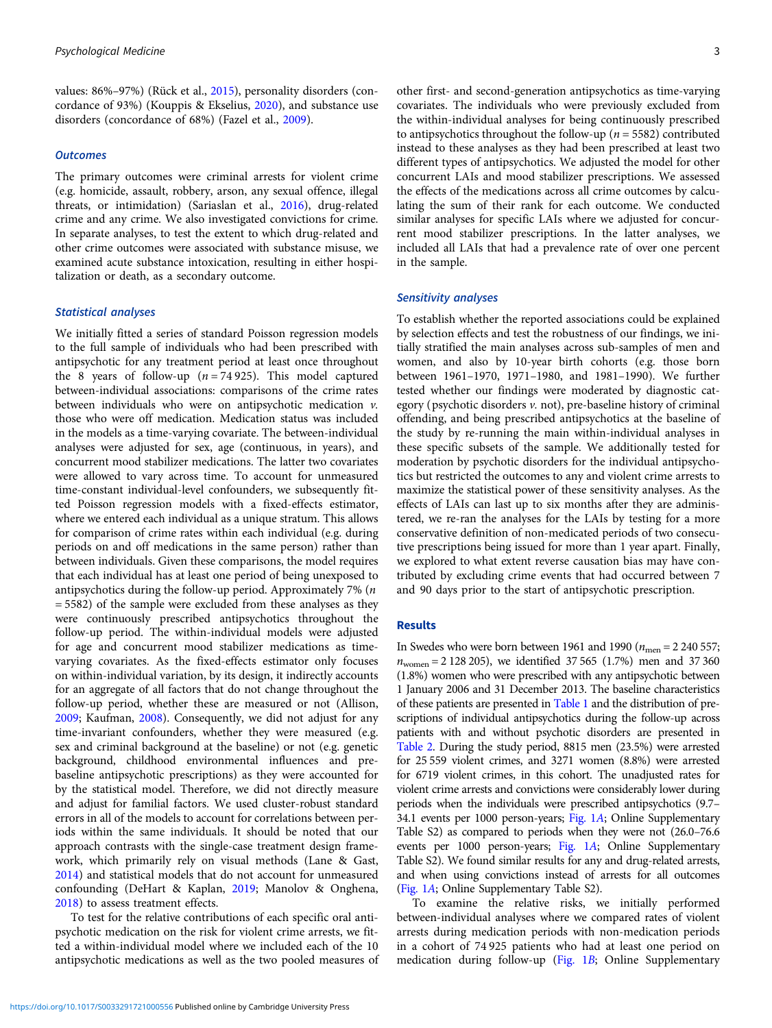values: 86%–97%) (Rück et al., 2015), personality disorders (concordance of 93%) (Kouppis & Ekselius, 2020), and substance use disorders (concordance of 68%) (Fazel et al., 2009).

### Outcomes

The primary outcomes were criminal arrests for violent crime (e.g. homicide, assault, robbery, arson, any sexual offence, illegal threats, or intimidation) (Sariaslan et al., 2016), drug-related crime and any crime. We also investigated convictions for crime. In separate analyses, to test the extent to which drug-related and other crime outcomes were associated with substance misuse, we examined acute substance intoxication, resulting in either hospitalization or death, as a secondary outcome.

### Statistical analyses

We initially fitted a series of standard Poisson regression models to the full sample of individuals who had been prescribed with antipsychotic for any treatment period at least once throughout the 8 years of follow-up ($n = 74\,925$). This model captured between-individual associations: comparisons of the crime rates between individuals who were on antipsychotic medication *v.* those who were off medication. Medication status was included in the models as a time-varying covariate. The between-individual analyses were adjusted for sex, age (continuous, in years), and concurrent mood stabilizer medications. The latter two covariates were allowed to vary across time. To account for unmeasured time-constant individual-level confounders, we subsequently fitted Poisson regression models with a fixed-effects estimator, where we entered each individual as a unique stratum. This allows for comparison of crime rates within each individual (e.g. during periods on and off medications in the same person) rather than between individuals. Given these comparisons, the model requires that each individual has at least one period of being unexposed to antipsychotics during the follow-up period. Approximately 7% ($n = 5582$) of the sample were excluded from these analyses as they were continuously prescribed antipsychotics throughout the follow-up period. The within-individual models were adjusted for age and concurrent mood stabilizer medications as time-varying covariates. As the fixed-effects estimator only focuses on within-individual variation, by its design, it indirectly accounts for an aggregate of all factors that do not change throughout the follow-up period, whether these are measured or not (Allison, 2009; Kaufman, 2008). Consequently, we did not adjust for any time-invariant confounders, whether they were measured (e.g. sex and criminal background at the baseline) or not (e.g. genetic background, childhood environmental influences and pre-baseline antipsychotic prescriptions) as they were accounted for by the statistical model. Therefore, we did not directly measure and adjust for familial factors. We used cluster-robust standard errors in all of the models to account for correlations between periods within the same individuals. It should be noted that our approach contrasts with the single-case treatment design framework, which primarily rely on visual methods (Lane & Gast, 2014) and statistical models that do not account for unmeasured confounding (DeHart & Kaplan, 2019; Manolov & Onghena, 2018) to assess treatment effects.

To test for the relative contributions of each specific oral antipsychotic medication on the risk for violent crime arrests, we fitted a within-individual model where we included each of the 10 antipsychotic medications as well as the two pooled measures of other first- and second-generation antipsychotics as time-varying covariates. The individuals who were previously excluded from the within-individual analyses for being continuously prescribed to antipsychotics throughout the follow-up ($n = 5582$) contributed instead to these analyses as they had been prescribed at least two different types of antipsychotics. We adjusted the model for other concurrent LAIs and mood stabilizer prescriptions. We assessed the effects of the medications across all crime outcomes by calculating the sum of their rank for each outcome. We conducted similar analyses for specific LAIs where we adjusted for concurrent mood stabilizer prescriptions. In the latter analyses, we included all LAIs that had a prevalence rate of over one percent in the sample.

### Sensitivity analyses

To establish whether the reported associations could be explained by selection effects and test the robustness of our findings, we initially stratified the main analyses across sub-samples of men and women, and also by 10-year birth cohorts (e.g. those born between 1961–1970, 1971–1980, and 1981–1990). We further tested whether our findings were moderated by diagnostic category (psychotic disorders *v.* not), pre-baseline history of criminal offending, and being prescribed antipsychotics at the baseline of the study by re-running the main within-individual analyses in these specific subsets of the sample. We additionally tested for moderation by psychotic disorders for the individual antipsychotics but restricted the outcomes to any and violent crime arrests to maximize the statistical power of these sensitivity analyses. As the effects of LAIs can last up to six months after they are administered, we re-ran the analyses for the LAIs by testing for a more conservative definition of non-medicated periods of two consecutive prescriptions being issued for more than 1 year apart. Finally, we explored to what extent reverse causation bias may have contributed by excluding crime events that had occurred between 7 and 90 days prior to the start of antipsychotic prescription.

## Results

In Swedes who were born between 1961 and 1990 ($n_{\text{men}} = 2\,240\,557$; $n_{\text{women}} = 2\,128\,205$), we identified 37 565 (1.7%) men and 37 360 (1.8%) women who were prescribed with any antipsychotic between 1 January 2006 and 31 December 2013. The baseline characteristics of these patients are presented in Table 1 and the distribution of prescriptions of individual antipsychotics during the follow-up across patients with and without psychotic disorders are presented in Table 2. During the study period, 8815 men (23.5%) were arrested for 25 559 violent crimes, and 3271 women (8.8%) were arrested for 6719 violent crimes, in this cohort. The unadjusted rates for violent crime arrests and convictions were considerably lower during periods when the individuals were prescribed antipsychotics (9.7–34.1 events per 1000 person-years; Fig. 1*A*; Online Supplementary Table S2) as compared to periods when they were not (26.0–76.6 events per 1000 person-years; Fig. 1*A*; Online Supplementary Table S2). We found similar results for any and drug-related arrests, and when using convictions instead of arrests for all outcomes (Fig. 1*A*; Online Supplementary Table S2).

To examine the relative risks, we initially performed between-individual analyses where we compared rates of violent arrests during medication periods with non-medication periods in a cohort of 74 925 patients who had at least one period on medication during follow-up (Fig. 1*B*; Online Supplementary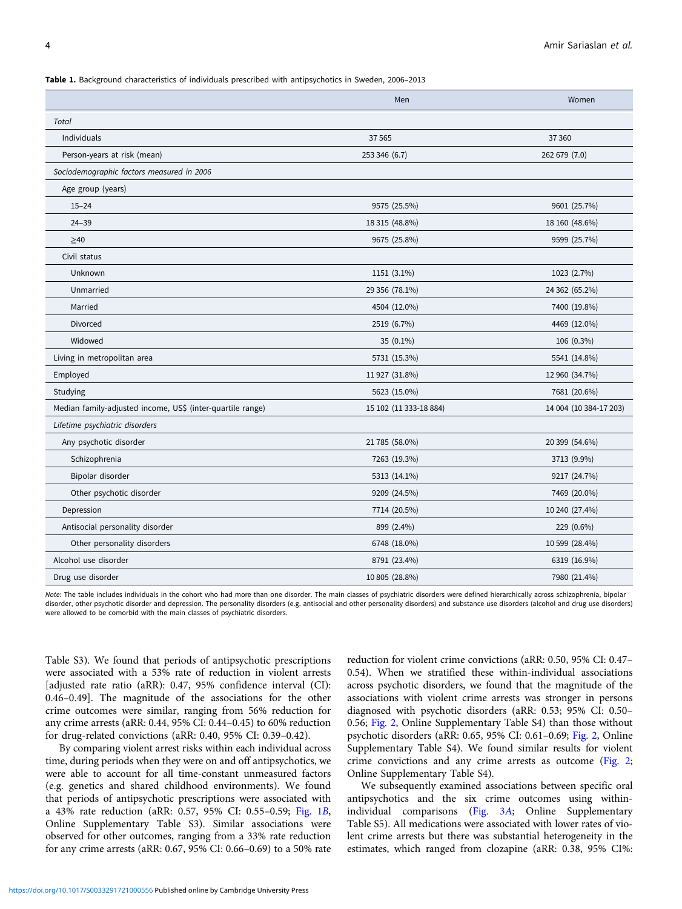**Table 1.** Background characteristics of individuals prescribed with antipsychotics in Sweden, 2006–2013

| | Men | Women |
|---|---|---|
| *Total* | | |
| Individuals | 37 565 | 37 360 |
| Person-years at risk (mean) | 253 346 (6.7) | 262 679 (7.0) |
| *Sociodemographic factors measured in 2006* | | |
| Age group (years) | | |
| 15–24 | 9575 (25.5%) | 9601 (25.7%) |
| 24–39 | 18 315 (48.8%) | 18 160 (48.6%) |
| ≥40 | 9675 (25.8%) | 9599 (25.7%) |
| Civil status | | |
| Unknown | 1151 (3.1%) | 1023 (2.7%) |
| Unmarried | 29 356 (78.1%) | 24 362 (65.2%) |
| Married | 4504 (12.0%) | 7400 (19.8%) |
| Divorced | 2519 (6.7%) | 4469 (12.0%) |
| Widowed | 35 (0.1%) | 106 (0.3%) |
| Living in metropolitan area | 5731 (15.3%) | 5541 (14.8%) |
| Employed | 11 927 (31.8%) | 12 960 (34.7%) |
| Studying | 5623 (15.0%) | 7681 (20.6%) |
| Median family-adjusted income, US$ (inter-quartile range) | 15 102 (11 333-18 884) | 14 004 (10 384-17 203) |
| *Lifetime psychiatric disorders* | | |
| Any psychotic disorder | 21 785 (58.0%) | 20 399 (54.6%) |
| Schizophrenia | 7263 (19.3%) | 3713 (9.9%) |
| Bipolar disorder | 5313 (14.1%) | 9217 (24.7%) |
| Other psychotic disorder | 9209 (24.5%) | 7469 (20.0%) |
| Depression | 7714 (20.5%) | 10 240 (27.4%) |
| Antisocial personality disorder | 899 (2.4%) | 229 (0.6%) |
| Other personality disorders | 6748 (18.0%) | 10 599 (28.4%) |
| Alcohol use disorder | 8791 (23.4%) | 6319 (16.9%) |
| Drug use disorder | 10 805 (28.8%) | 7980 (21.4%) |

*Note*: The table includes individuals in the cohort who had more than one disorder. The main classes of psychiatric disorders were defined hierarchically across schizophrenia, bipolar disorder, other psychotic disorder and depression. The personality disorders (e.g. antisocial and other personality disorders) and substance use disorders (alcohol and drug use disorders) were allowed to be comorbid with the main classes of psychiatric disorders.

Table S3). We found that periods of antipsychotic prescriptions were associated with a 53% rate of reduction in violent arrests [adjusted rate ratio (aRR): 0.47, 95% confidence interval (CI): 0.46–0.49]. The magnitude of the associations for the other crime outcomes were similar, ranging from 56% reduction for any crime arrests (aRR: 0.44, 95% CI: 0.44–0.45) to 60% reduction for drug-related convictions (aRR: 0.40, 95% CI: 0.39–0.42).

By comparing violent arrest risks within each individual across time, during periods when they were on and off antipsychotics, we were able to account for all time-constant unmeasured factors (e.g. genetics and shared childhood environments). We found that periods of antipsychotic prescriptions were associated with a 43% rate reduction (aRR: 0.57, 95% CI: 0.55–0.59; Fig. 1*B*, Online Supplementary Table S3). Similar associations were observed for other outcomes, ranging from a 33% rate reduction for any crime arrests (aRR: 0.67, 95% CI: 0.66–0.69) to a 50% rate reduction for violent crime convictions (aRR: 0.50, 95% CI: 0.47–0.54). When we stratified these within-individual associations across psychotic disorders, we found that the magnitude of the associations with violent crime arrests was stronger in persons diagnosed with psychotic disorders (aRR: 0.53; 95% CI: 0.50–0.56; Fig. 2, Online Supplementary Table S4) than those without psychotic disorders (aRR: 0.65, 95% CI: 0.61–0.69; Fig. 2, Online Supplementary Table S4). We found similar results for violent crime convictions and any crime arrests as outcome (Fig. 2; Online Supplementary Table S4).

We subsequently examined associations between specific oral antipsychotics and the six crime outcomes using within-individual comparisons (Fig. 3*A*; Online Supplementary Table S5). All medications were associated with lower rates of violent crime arrests but there was substantial heterogeneity in the estimates, which ranged from clozapine (aRR: 0.38, 95% CI%: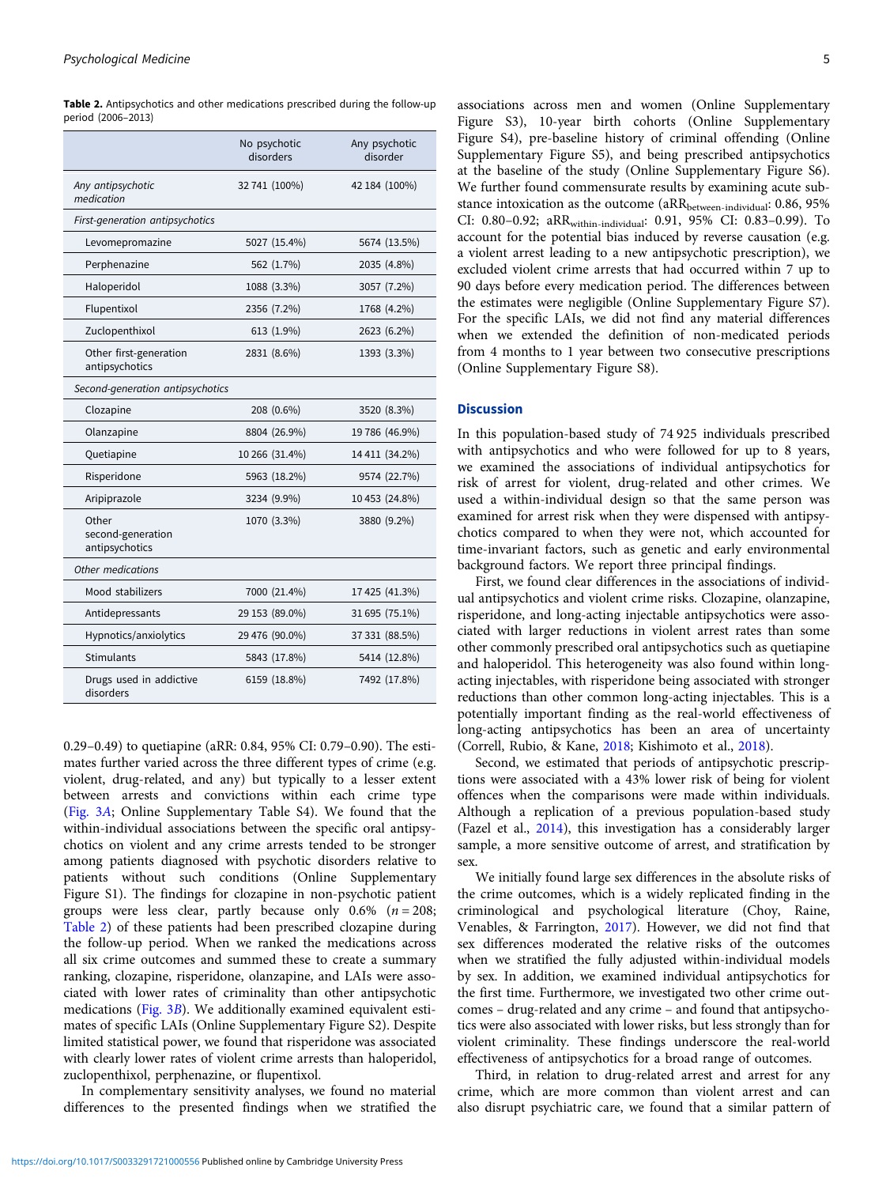**Table 2.** Antipsychotics and other medications prescribed during the follow-up period (2006–2013)

| | No psychotic disorders | Any psychotic disorder |
|---|---|---|
| *Any antipsychotic medication* | 32 741 (100%) | 42 184 (100%) |
| *First-generation antipsychotics* | | |
| Levomepromazine | 5027 (15.4%) | 5674 (13.5%) |
| Perphenazine | 562 (1.7%) | 2035 (4.8%) |
| Haloperidol | 1088 (3.3%) | 3057 (7.2%) |
| Flupentixol | 2356 (7.2%) | 1768 (4.2%) |
| Zuclopenthixol | 613 (1.9%) | 2623 (6.2%) |
| Other first-generation antipsychotics | 2831 (8.6%) | 1393 (3.3%) |
| *Second-generation antipsychotics* | | |
| Clozapine | 208 (0.6%) | 3520 (8.3%) |
| Olanzapine | 8804 (26.9%) | 19 786 (46.9%) |
| Quetiapine | 10 266 (31.4%) | 14 411 (34.2%) |
| Risperidone | 5963 (18.2%) | 9574 (22.7%) |
| Aripiprazole | 3234 (9.9%) | 10 453 (24.8%) |
| Other second-generation antipsychotics | 1070 (3.3%) | 3880 (9.2%) |
| *Other medications* | | |
| Mood stabilizers | 7000 (21.4%) | 17 425 (41.3%) |
| Antidepressants | 29 153 (89.0%) | 31 695 (75.1%) |
| Hypnotics/anxiolytics | 29 476 (90.0%) | 37 331 (88.5%) |
| Stimulants | 5843 (17.8%) | 5414 (12.8%) |
| Drugs used in addictive disorders | 6159 (18.8%) | 7492 (17.8%) |

0.29–0.49) to quetiapine (aRR: 0.84, 95% CI: 0.79–0.90). The estimates further varied across the three different types of crime (e.g. violent, drug-related, and any) but typically to a lesser extent between arrests and convictions within each crime type (Fig. 3A; Online Supplementary Table S4). We found that the within-individual associations between the specific oral antipsychotics on violent and any crime arrests tended to be stronger among patients diagnosed with psychotic disorders relative to patients without such conditions (Online Supplementary Figure S1). The findings for clozapine in non-psychotic patient groups were less clear, partly because only 0.6% ($n = 208$; Table 2) of these patients had been prescribed clozapine during the follow-up period. When we ranked the medications across all six crime outcomes and summed these to create a summary ranking, clozapine, risperidone, olanzapine, and LAIs were associated with lower rates of criminality than other antipsychotic medications (Fig. 3B). We additionally examined equivalent estimates of specific LAIs (Online Supplementary Figure S2). Despite limited statistical power, we found that risperidone was associated with clearly lower rates of violent crime arrests than haloperidol, zuclopenthixol, perphenazine, or flupentixol.

In complementary sensitivity analyses, we found no material differences to the presented findings when we stratified the associations across men and women (Online Supplementary Figure S3), 10-year birth cohorts (Online Supplementary Figure S4), pre-baseline history of criminal offending (Online Supplementary Figure S5), and being prescribed antipsychotics at the baseline of the study (Online Supplementary Figure S6). We further found commensurate results by examining acute substance intoxication as the outcome ($aRR_{between\text{-}individual}$: 0.86, 95% CI: 0.80–0.92; $aRR_{within\text{-}individual}$: 0.91, 95% CI: 0.83–0.99). To account for the potential bias induced by reverse causation (e.g. a violent arrest leading to a new antipsychotic prescription), we excluded violent crime arrests that had occurred within 7 up to 90 days before every medication period. The differences between the estimates were negligible (Online Supplementary Figure S7). For the specific LAIs, we did not find any material differences when we extended the definition of non-medicated periods from 4 months to 1 year between two consecutive prescriptions (Online Supplementary Figure S8).

## Discussion

In this population-based study of 74 925 individuals prescribed with antipsychotics and who were followed for up to 8 years, we examined the associations of individual antipsychotics for risk of arrest for violent, drug-related and other crimes. We used a within-individual design so that the same person was examined for arrest risk when they were dispensed with antipsychotics compared to when they were not, which accounted for time-invariant factors, such as genetic and early environmental background factors. We report three principal findings.

First, we found clear differences in the associations of individual antipsychotics and violent crime risks. Clozapine, olanzapine, risperidone, and long-acting injectable antipsychotics were associated with larger reductions in violent arrest rates than some other commonly prescribed oral antipsychotics such as quetiapine and haloperidol. This heterogeneity was also found within long-acting injectables, with risperidone being associated with stronger reductions than other common long-acting injectables. This is a potentially important finding as the real-world effectiveness of long-acting antipsychotics has been an area of uncertainty (Correll, Rubio, & Kane, 2018; Kishimoto et al., 2018).

Second, we estimated that periods of antipsychotic prescriptions were associated with a 43% lower risk of being for violent offences when the comparisons were made within individuals. Although a replication of a previous population-based study (Fazel et al., 2014), this investigation has a considerably larger sample, a more sensitive outcome of arrest, and stratification by sex.

We initially found large sex differences in the absolute risks of the crime outcomes, which is a widely replicated finding in the criminological and psychological literature (Choy, Raine, Venables, & Farrington, 2017). However, we did not find that sex differences moderated the relative risks of the outcomes when we stratified the fully adjusted within-individual models by sex. In addition, we examined individual antipsychotics for the first time. Furthermore, we investigated two other crime outcomes – drug-related and any crime – and found that antipsychotics were also associated with lower risks, but less strongly than for violent criminality. These findings underscore the real-world effectiveness of antipsychotics for a broad range of outcomes.

Third, in relation to drug-related arrest and arrest for any crime, which are more common than violent arrest and can also disrupt psychiatric care, we found that a similar pattern of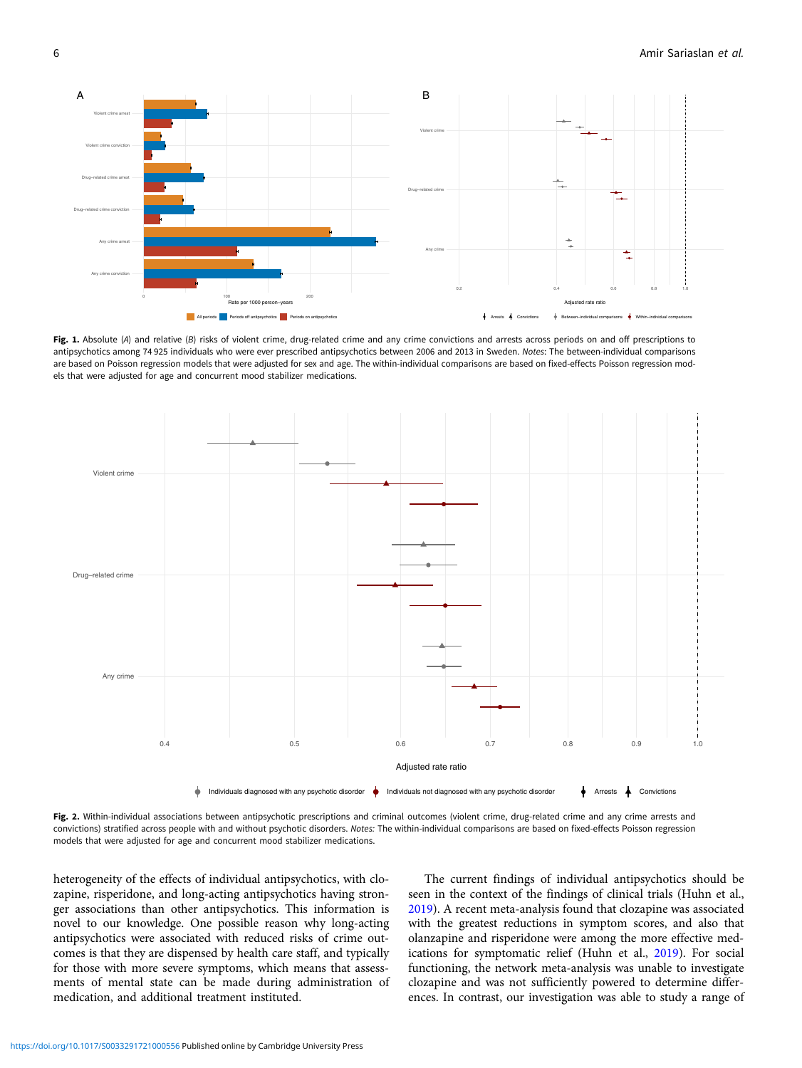**Fig. 1.** Absolute (*A*) and relative (*B*) risks of violent crime, drug-related crime and any crime convictions and arrests across periods on and off prescriptions to antipsychotics among 74 925 individuals who were ever prescribed antipsychotics between 2006 and 2013 in Sweden. *Notes*: The between-individual comparisons are based on Poisson regression models that were adjusted for sex and age. The within-individual comparisons are based on fixed-effects Poisson regression models that were adjusted for age and concurrent mood stabilizer medications.

**Fig. 2.** Within-individual associations between antipsychotic prescriptions and criminal outcomes (violent crime, drug-related crime and any crime arrests and convictions) stratified across people with and without psychotic disorders. *Notes:* The within-individual comparisons are based on fixed-effects Poisson regression models that were adjusted for age and concurrent mood stabilizer medications.

heterogeneity of the effects of individual antipsychotics, with clozapine, risperidone, and long-acting antipsychotics having stronger associations than other antipsychotics. This information is novel to our knowledge. One possible reason why long-acting antipsychotics were associated with reduced risks of crime outcomes is that they are dispensed by health care staff, and typically for those with more severe symptoms, which means that assessments of mental state can be made during administration of medication, and additional treatment instituted.

The current findings of individual antipsychotics should be seen in the context of the findings of clinical trials (Huhn et al., 2019). A recent meta-analysis found that clozapine was associated with the greatest reductions in symptom scores, and also that olanzapine and risperidone were among the more effective medications for symptomatic relief (Huhn et al., 2019). For social functioning, the network meta-analysis was unable to investigate clozapine and was not sufficiently powered to determine differences. In contrast, our investigation was able to study a range of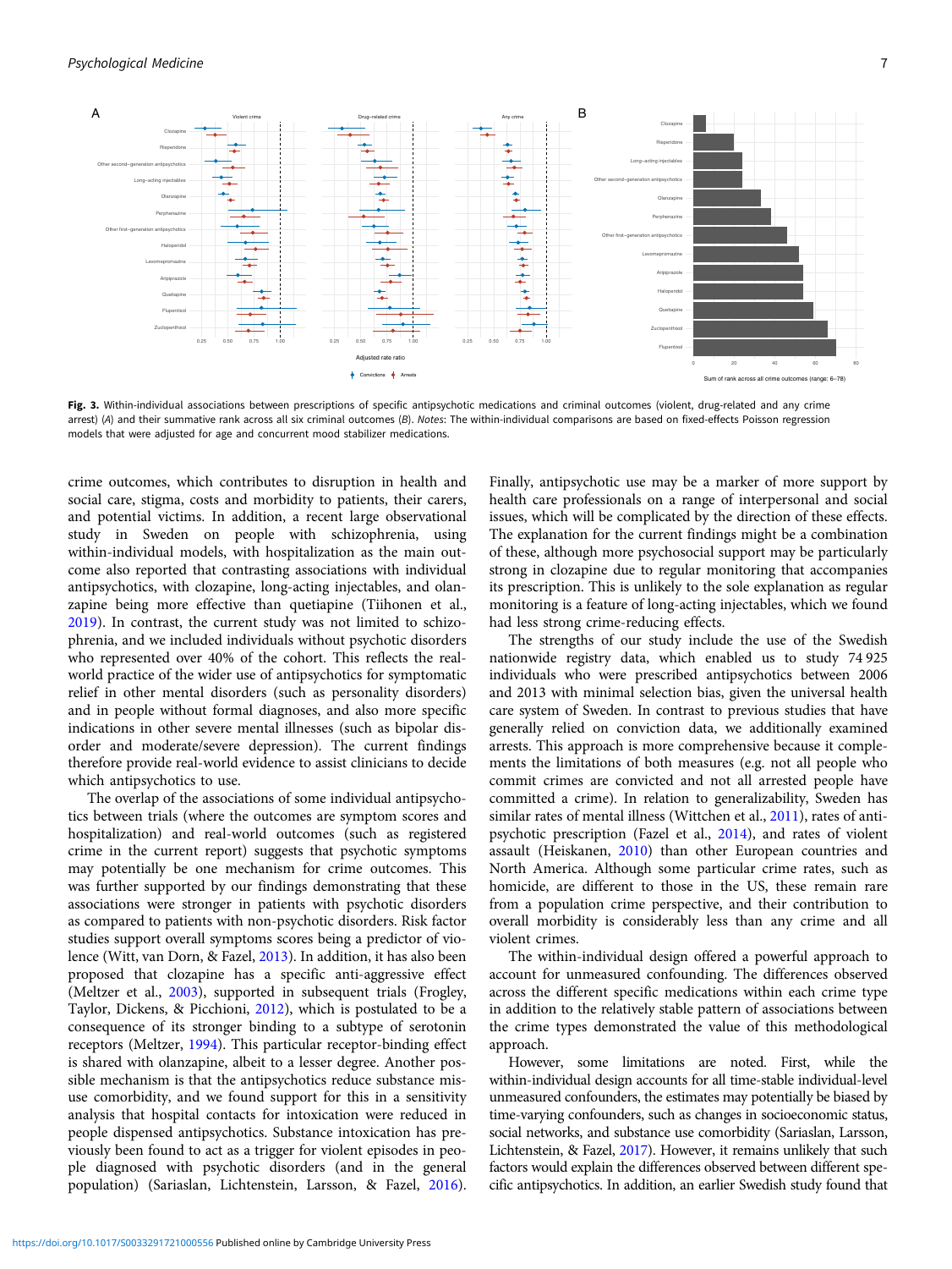**Fig. 3.** Within-individual associations between prescriptions of specific antipsychotic medications and criminal outcomes (violent, drug-related and any crime arrest) (*A*) and their summative rank across all six criminal outcomes (*B*). *Notes*: The within-individual comparisons are based on fixed-effects Poisson regression models that were adjusted for age and concurrent mood stabilizer medications.

crime outcomes, which contributes to disruption in health and social care, stigma, costs and morbidity to patients, their carers, and potential victims. In addition, a recent large observational study in Sweden on people with schizophrenia, using within-individual models, with hospitalization as the main outcome also reported that contrasting associations with individual antipsychotics, with clozapine, long-acting injectables, and olanzapine being more effective than quetiapine (Tiihonen et al., 2019). In contrast, the current study was not limited to schizophrenia, and we included individuals without psychotic disorders who represented over 40% of the cohort. This reflects the real-world practice of the wider use of antipsychotics for symptomatic relief in other mental disorders (such as personality disorders) and in people without formal diagnoses, and also more specific indications in other severe mental illnesses (such as bipolar disorder and moderate/severe depression). The current findings therefore provide real-world evidence to assist clinicians to decide which antipsychotics to use.

The overlap of the associations of some individual antipsychotics between trials (where the outcomes are symptom scores and hospitalization) and real-world outcomes (such as registered crime in the current report) suggests that psychotic symptoms may potentially be one mechanism for crime outcomes. This was further supported by our findings demonstrating that these associations were stronger in patients with psychotic disorders as compared to patients with non-psychotic disorders. Risk factor studies support overall symptoms scores being a predictor of violence (Witt, van Dorn, & Fazel, 2013). In addition, it has also been proposed that clozapine has a specific anti-aggressive effect (Meltzer et al., 2003), supported in subsequent trials (Frogley, Taylor, Dickens, & Picchioni, 2012), which is postulated to be a consequence of its stronger binding to a subtype of serotonin receptors (Meltzer, 1994). This particular receptor-binding effect is shared with olanzapine, albeit to a lesser degree. Another possible mechanism is that the antipsychotics reduce substance misuse comorbidity, and we found support for this in a sensitivity analysis that hospital contacts for intoxication were reduced in people dispensed antipsychotics. Substance intoxication has previously been found to act as a trigger for violent episodes in people diagnosed with psychotic disorders (and in the general population) (Sariaslan, Lichtenstein, Larsson, & Fazel, 2016). Finally, antipsychotic use may be a marker of more support by health care professionals on a range of interpersonal and social issues, which will be complicated by the direction of these effects. The explanation for the current findings might be a combination of these, although more psychosocial support may be particularly strong in clozapine due to regular monitoring that accompanies its prescription. This is unlikely to the sole explanation as regular monitoring is a feature of long-acting injectables, which we found had less strong crime-reducing effects.

The strengths of our study include the use of the Swedish nationwide registry data, which enabled us to study 74 925 individuals who were prescribed antipsychotics between 2006 and 2013 with minimal selection bias, given the universal health care system of Sweden. In contrast to previous studies that have generally relied on conviction data, we additionally examined arrests. This approach is more comprehensive because it complements the limitations of both measures (e.g. not all people who commit crimes are convicted and not all arrested people have committed a crime). In relation to generalizability, Sweden has similar rates of mental illness (Wittchen et al., 2011), rates of antipsychotic prescription (Fazel et al., 2014), and rates of violent assault (Heiskanen, 2010) than other European countries and North America. Although some particular crime rates, such as homicide, are different to those in the US, these remain rare from a population crime perspective, and their contribution to overall morbidity is considerably less than any crime and all violent crimes.

The within-individual design offered a powerful approach to account for unmeasured confounding. The differences observed across the different specific medications within each crime type in addition to the relatively stable pattern of associations between the crime types demonstrated the value of this methodological approach.

However, some limitations are noted. First, while the within-individual design accounts for all time-stable individual-level unmeasured confounders, the estimates may potentially be biased by time-varying confounders, such as changes in socioeconomic status, social networks, and substance use comorbidity (Sariaslan, Larsson, Lichtenstein, & Fazel, 2017). However, it remains unlikely that such factors would explain the differences observed between different specific antipsychotics. In addition, an earlier Swedish study found that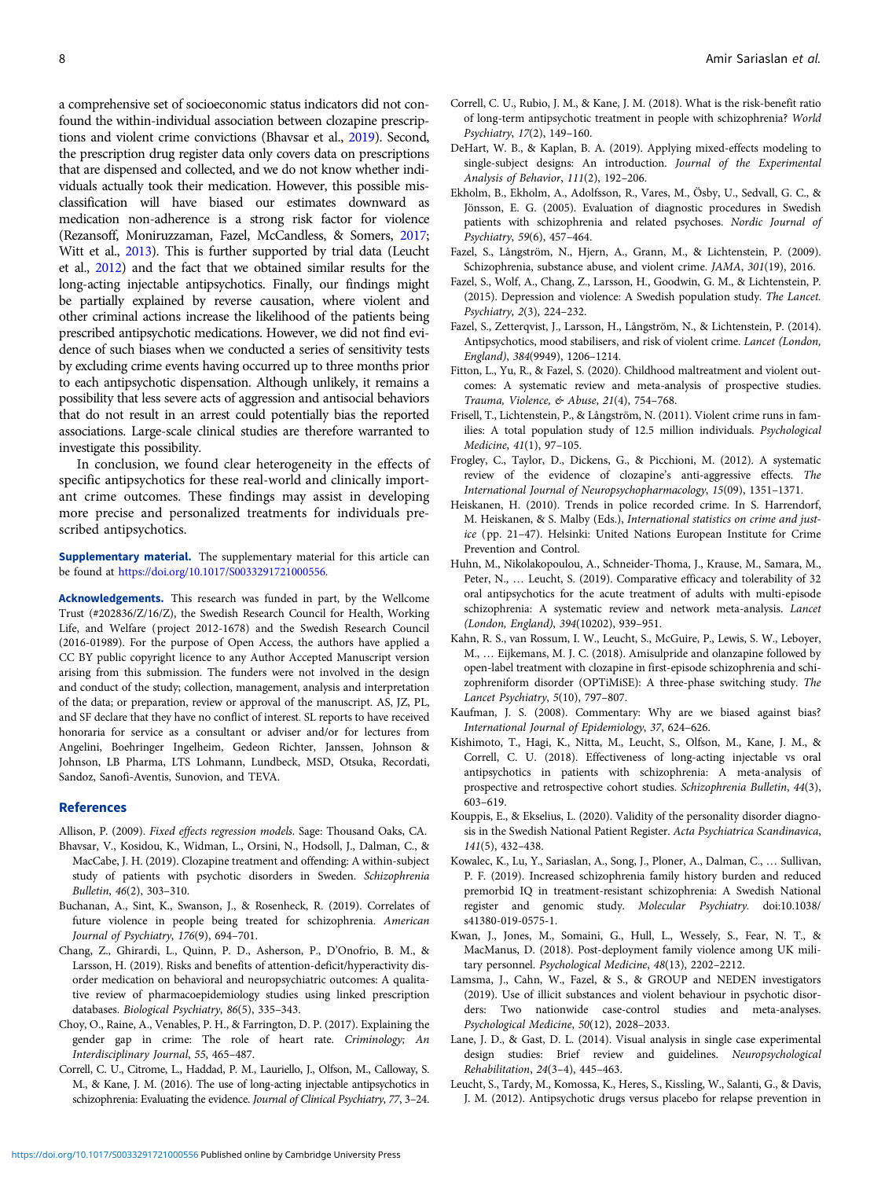a comprehensive set of socioeconomic status indicators did not confound the within-individual association between clozapine prescriptions and violent crime convictions (Bhavsar et al., 2019). Second, the prescription drug register data only covers data on prescriptions that are dispensed and collected, and we do not know whether individuals actually took their medication. However, this possible misclassification will have biased our estimates downward as medication non-adherence is a strong risk factor for violence (Rezansoff, Moniruzzaman, Fazel, McCandless, & Somers, 2017; Witt et al., 2013). This is further supported by trial data (Leucht et al., 2012) and the fact that we obtained similar results for the long-acting injectable antipsychotics. Finally, our findings might be partially explained by reverse causation, where violent and other criminal actions increase the likelihood of the patients being prescribed antipsychotic medications. However, we did not find evidence of such biases when we conducted a series of sensitivity tests by excluding crime events having occurred up to three months prior to each antipsychotic dispensation. Although unlikely, it remains a possibility that less severe acts of aggression and antisocial behaviors that do not result in an arrest could potentially bias the reported associations. Large-scale clinical studies are therefore warranted to investigate this possibility.

In conclusion, we found clear heterogeneity in the effects of specific antipsychotics for these real-world and clinically important crime outcomes. These findings may assist in developing more precise and personalized treatments for individuals prescribed antipsychotics.

**Supplementary material.** The supplementary material for this article can be found at https://doi.org/10.1017/S0033291721000556.

**Acknowledgements.** This research was funded in part, by the Wellcome Trust (#202836/Z/16/Z), the Swedish Research Council for Health, Working Life, and Welfare (project 2012-1678) and the Swedish Research Council (2016-01989). For the purpose of Open Access, the authors have applied a CC BY public copyright licence to any Author Accepted Manuscript version arising from this submission. The funders were not involved in the design and conduct of the study; collection, management, analysis and interpretation of the data; or preparation, review or approval of the manuscript. AS, JZ, PL, and SF declare that they have no conflict of interest. SL reports to have received honoraria for service as a consultant or adviser and/or for lectures from Angelini, Boehringer Ingelheim, Gedeon Richter, Janssen, Johnson & Johnson, LB Pharma, LTS Lohmann, Lundbeck, MSD, Otsuka, Recordati, Sandoz, Sanofi-Aventis, Sunovion, and TEVA.

## References

Allison, P. (2009). *Fixed effects regression models*. Sage: Thousand Oaks, CA.

Bhavsar, V., Kosidou, K., Widman, L., Orsini, N., Hodsoll, J., Dalman, C., & MacCabe, J. H. (2019). Clozapine treatment and offending: A within-subject study of patients with psychotic disorders in Sweden. *Schizophrenia Bulletin*, *46*(2), 303–310.

Buchanan, A., Sint, K., Swanson, J., & Rosenheck, R. (2019). Correlates of future violence in people being treated for schizophrenia. *American Journal of Psychiatry*, *176*(9), 694–701.

Chang, Z., Ghirardi, L., Quinn, P. D., Asherson, P., D'Onofrio, B. M., & Larsson, H. (2019). Risks and benefits of attention-deficit/hyperactivity disorder medication on behavioral and neuropsychiatric outcomes: A qualitative review of pharmacoepidemiology studies using linked prescription databases. *Biological Psychiatry*, *86*(5), 335–343.

Choy, O., Raine, A., Venables, P. H., & Farrington, D. P. (2017). Explaining the gender gap in crime: The role of heart rate. *Criminology; An Interdisciplinary Journal*, *55*, 465–487.

Correll, C. U., Citrome, L., Haddad, P. M., Lauriello, J., Olfson, M., Calloway, S. M., & Kane, J. M. (2016). The use of long-acting injectable antipsychotics in schizophrenia: Evaluating the evidence. *Journal of Clinical Psychiatry*, *77*, 3–24.

Correll, C. U., Rubio, J. M., & Kane, J. M. (2018). What is the risk-benefit ratio of long-term antipsychotic treatment in people with schizophrenia? *World Psychiatry*, *17*(2), 149–160.

DeHart, W. B., & Kaplan, B. A. (2019). Applying mixed-effects modeling to single-subject designs: An introduction. *Journal of the Experimental Analysis of Behavior*, *111*(2), 192–206.

Ekholm, B., Ekholm, A., Adolfsson, R., Vares, M., Ösby, U., Sedvall, G. C., & Jönsson, E. G. (2005). Evaluation of diagnostic procedures in Swedish patients with schizophrenia and related psychoses. *Nordic Journal of Psychiatry*, *59*(6), 457–464.

Fazel, S., Långström, N., Hjern, A., Grann, M., & Lichtenstein, P. (2009). Schizophrenia, substance abuse, and violent crime. *JAMA*, *301*(19), 2016.

Fazel, S., Wolf, A., Chang, Z., Larsson, H., Goodwin, G. M., & Lichtenstein, P. (2015). Depression and violence: A Swedish population study. *The Lancet. Psychiatry*, *2*(3), 224–232.

Fazel, S., Zetterqvist, J., Larsson, H., Långström, N., & Lichtenstein, P. (2014). Antipsychotics, mood stabilisers, and risk of violent crime. *Lancet (London, England)*, *384*(9949), 1206–1214.

Fitton, L., Yu, R., & Fazel, S. (2020). Childhood maltreatment and violent outcomes: A systematic review and meta-analysis of prospective studies. *Trauma, Violence, & Abuse*, *21*(4), 754–768.

Frisell, T., Lichtenstein, P., & Långström, N. (2011). Violent crime runs in families: A total population study of 12.5 million individuals. *Psychological Medicine*, *41*(1), 97–105.

Frogley, C., Taylor, D., Dickens, G., & Picchioni, M. (2012). A systematic review of the evidence of clozapine's anti-aggressive effects. *The International Journal of Neuropsychopharmacology*, *15*(09), 1351–1371.

Heiskanen, H. (2010). Trends in police recorded crime. In S. Harrendorf, M. Heiskanen, & S. Malby (Eds.), *International statistics on crime and justice* (pp. 21–47). Helsinki: United Nations European Institute for Crime Prevention and Control.

Huhn, M., Nikolakopoulou, A., Schneider-Thoma, J., Krause, M., Samara, M., Peter, N., … Leucht, S. (2019). Comparative efficacy and tolerability of 32 oral antipsychotics for the acute treatment of adults with multi-episode schizophrenia: A systematic review and network meta-analysis. *Lancet (London, England)*, *394*(10202), 939–951.

Kahn, R. S., van Rossum, I. W., Leucht, S., McGuire, P., Lewis, S. W., Leboyer, M., … Eijkemans, M. J. C. (2018). Amisulpride and olanzapine followed by open-label treatment with clozapine in first-episode schizophrenia and schizophreniform disorder (OPTiMiSE): A three-phase switching study. *The Lancet Psychiatry*, *5*(10), 797–807.

Kaufman, J. S. (2008). Commentary: Why are we biased against bias? *International Journal of Epidemiology*, *37*, 624–626.

Kishimoto, T., Hagi, K., Nitta, M., Leucht, S., Olfson, M., Kane, J. M., & Correll, C. U. (2018). Effectiveness of long-acting injectable vs oral antipsychotics in patients with schizophrenia: A meta-analysis of prospective and retrospective cohort studies. *Schizophrenia Bulletin*, *44*(3), 603–619.

Kouppis, E., & Ekselius, L. (2020). Validity of the personality disorder diagnosis in the Swedish National Patient Register. *Acta Psychiatrica Scandinavica*, *141*(5), 432–438.

Kowalec, K., Lu, Y., Sariaslan, A., Song, J., Ploner, A., Dalman, C., … Sullivan, P. F. (2019). Increased schizophrenia family history burden and reduced premorbid IQ in treatment-resistant schizophrenia: A Swedish National register and genomic study. *Molecular Psychiatry*. doi:10.1038/s41380-019-0575-1.

Kwan, J., Jones, M., Somaini, G., Hull, L., Wessely, S., Fear, N. T., & MacManus, D. (2018). Post-deployment family violence among UK military personnel. *Psychological Medicine*, *48*(13), 2202–2212.

Lamsma, J., Cahn, W., Fazel, & S., & GROUP and NEDEN investigators (2019). Use of illicit substances and violent behaviour in psychotic disorders: Two nationwide case-control studies and meta-analyses. *Psychological Medicine*, *50*(12), 2028–2033.

Lane, J. D., & Gast, D. L. (2014). Visual analysis in single case experimental design studies: Brief review and guidelines. *Neuropsychological Rehabilitation*, *24*(3–4), 445–463.

Leucht, S., Tardy, M., Komossa, K., Heres, S., Kissling, W., Salanti, G., & Davis, J. M. (2012). Antipsychotic drugs versus placebo for relapse prevention in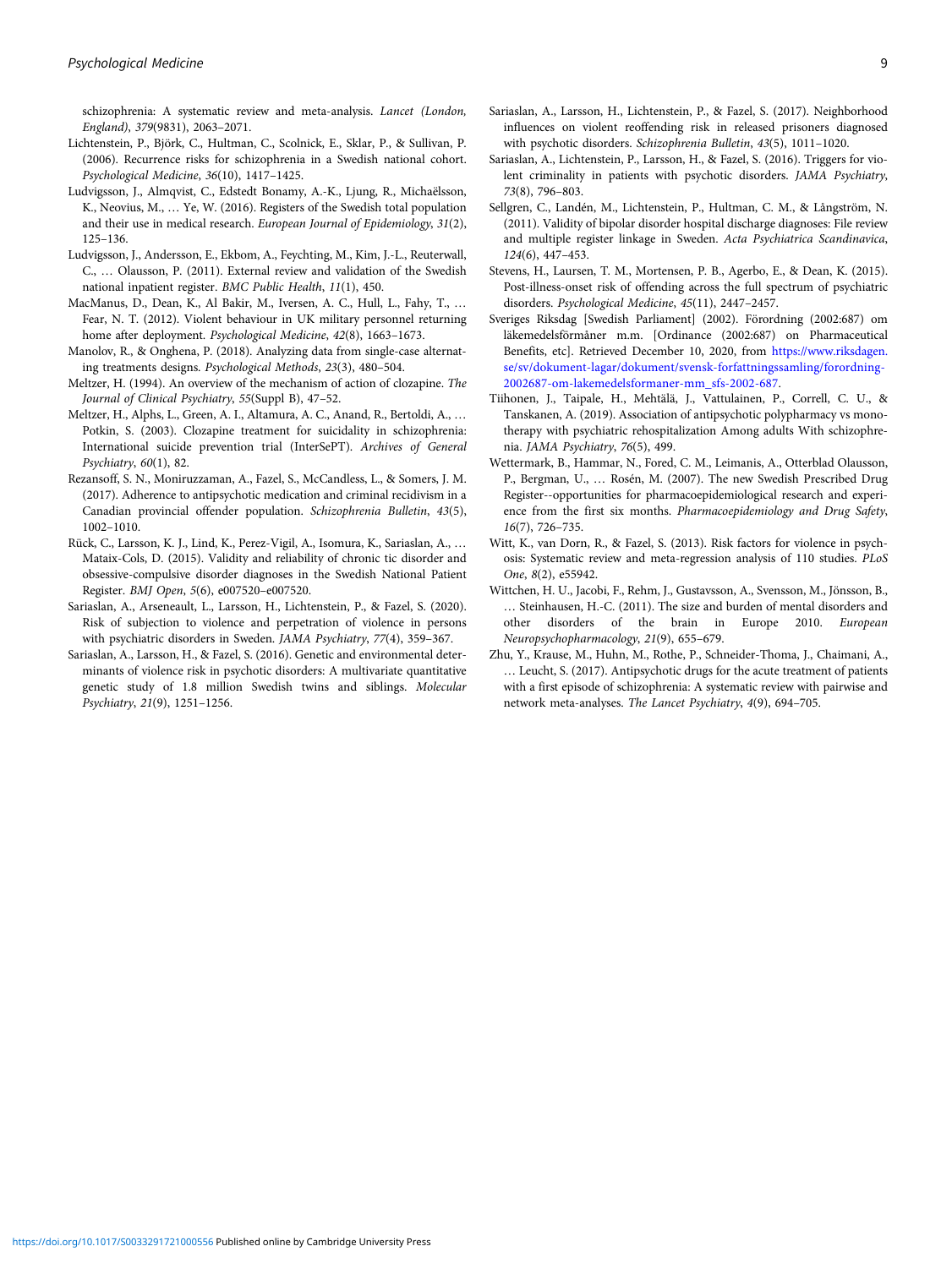schizophrenia: A systematic review and meta-analysis. *Lancet (London, England)*, *379*(9831), 2063–2071.

Lichtenstein, P., Björk, C., Hultman, C., Scolnick, E., Sklar, P., & Sullivan, P. (2006). Recurrence risks for schizophrenia in a Swedish national cohort. *Psychological Medicine*, *36*(10), 1417–1425.

Ludvigsson, J., Almqvist, C., Edstedt Bonamy, A.-K., Ljung, R., Michaëlsson, K., Neovius, M., … Ye, W. (2016). Registers of the Swedish total population and their use in medical research. *European Journal of Epidemiology*, *31*(2), 125–136.

Ludvigsson, J., Andersson, E., Ekbom, A., Feychting, M., Kim, J.-L., Reuterwall, C., … Olausson, P. (2011). External review and validation of the Swedish national inpatient register. *BMC Public Health*, *11*(1), 450.

MacManus, D., Dean, K., Al Bakir, M., Iversen, A. C., Hull, L., Fahy, T., … Fear, N. T. (2012). Violent behaviour in UK military personnel returning home after deployment. *Psychological Medicine*, *42*(8), 1663–1673.

Manolov, R., & Onghena, P. (2018). Analyzing data from single-case alternating treatments designs. *Psychological Methods*, *23*(3), 480–504.

Meltzer, H. (1994). An overview of the mechanism of action of clozapine. *The Journal of Clinical Psychiatry*, *55*(Suppl B), 47–52.

Meltzer, H., Alphs, L., Green, A. I., Altamura, A. C., Anand, R., Bertoldi, A., … Potkin, S. (2003). Clozapine treatment for suicidality in schizophrenia: International suicide prevention trial (InterSePT). *Archives of General Psychiatry*, *60*(1), 82.

Rezansoff, S. N., Moniruzzaman, A., Fazel, S., McCandless, L., & Somers, J. M. (2017). Adherence to antipsychotic medication and criminal recidivism in a Canadian provincial offender population. *Schizophrenia Bulletin*, *43*(5), 1002–1010.

Rück, C., Larsson, K. J., Lind, K., Perez-Vigil, A., Isomura, K., Sariaslan, A., … Mataix-Cols, D. (2015). Validity and reliability of chronic tic disorder and obsessive-compulsive disorder diagnoses in the Swedish National Patient Register. *BMJ Open*, *5*(6), e007520–e007520.

Sariaslan, A., Arseneault, L., Larsson, H., Lichtenstein, P., & Fazel, S. (2020). Risk of subjection to violence and perpetration of violence in persons with psychiatric disorders in Sweden. *JAMA Psychiatry*, *77*(4), 359–367.

Sariaslan, A., Larsson, H., & Fazel, S. (2016). Genetic and environmental determinants of violence risk in psychotic disorders: A multivariate quantitative genetic study of 1.8 million Swedish twins and siblings. *Molecular Psychiatry*, *21*(9), 1251–1256.

Sariaslan, A., Larsson, H., Lichtenstein, P., & Fazel, S. (2017). Neighborhood influences on violent reoffending risk in released prisoners diagnosed with psychotic disorders. *Schizophrenia Bulletin*, *43*(5), 1011–1020.

Sariaslan, A., Lichtenstein, P., Larsson, H., & Fazel, S. (2016). Triggers for violent criminality in patients with psychotic disorders. *JAMA Psychiatry*, *73*(8), 796–803.

Sellgren, C., Landén, M., Lichtenstein, P., Hultman, C. M., & Långström, N. (2011). Validity of bipolar disorder hospital discharge diagnoses: File review and multiple register linkage in Sweden. *Acta Psychiatrica Scandinavica*, *124*(6), 447–453.

Stevens, H., Laursen, T. M., Mortensen, P. B., Agerbo, E., & Dean, K. (2015). Post-illness-onset risk of offending across the full spectrum of psychiatric disorders. *Psychological Medicine*, *45*(11), 2447–2457.

Sveriges Riksdag [Swedish Parliament] (2002). Förordning (2002:687) om läkemedelsförmåner m.m. [Ordinance (2002:687) on Pharmaceutical Benefits, etc]. Retrieved December 10, 2020, from https://www.riksdagen.se/sv/dokument-lagar/dokument/svensk-forfattningssamling/forordning-2002687-om-lakemedelsformaner-mm_sfs-2002-687.

Tiihonen, J., Taipale, H., Mehtälä, J., Vattulainen, P., Correll, C. U., & Tanskanen, A. (2019). Association of antipsychotic polypharmacy vs monotherapy with psychiatric rehospitalization Among adults With schizophrenia. *JAMA Psychiatry*, *76*(5), 499.

Wettermark, B., Hammar, N., Fored, C. M., Leimanis, A., Otterblad Olausson, P., Bergman, U., … Rosén, M. (2007). The new Swedish Prescribed Drug Register--opportunities for pharmacoepidemiological research and experience from the first six months. *Pharmacoepidemiology and Drug Safety*, *16*(7), 726–735.

Witt, K., van Dorn, R., & Fazel, S. (2013). Risk factors for violence in psychosis: Systematic review and meta-regression analysis of 110 studies. *PLoS One*, *8*(2), e55942.

Wittchen, H. U., Jacobi, F., Rehm, J., Gustavsson, A., Svensson, M., Jönsson, B., … Steinhausen, H.-C. (2011). The size and burden of mental disorders and other disorders of the brain in Europe 2010. *European Neuropsychopharmacology*, *21*(9), 655–679.

Zhu, Y., Krause, M., Huhn, M., Rothe, P., Schneider-Thoma, J., Chaimani, A., … Leucht, S. (2017). Antipsychotic drugs for the acute treatment of patients with a first episode of schizophrenia: A systematic review with pairwise and network meta-analyses. *The Lancet Psychiatry*, *4*(9), 694–705.